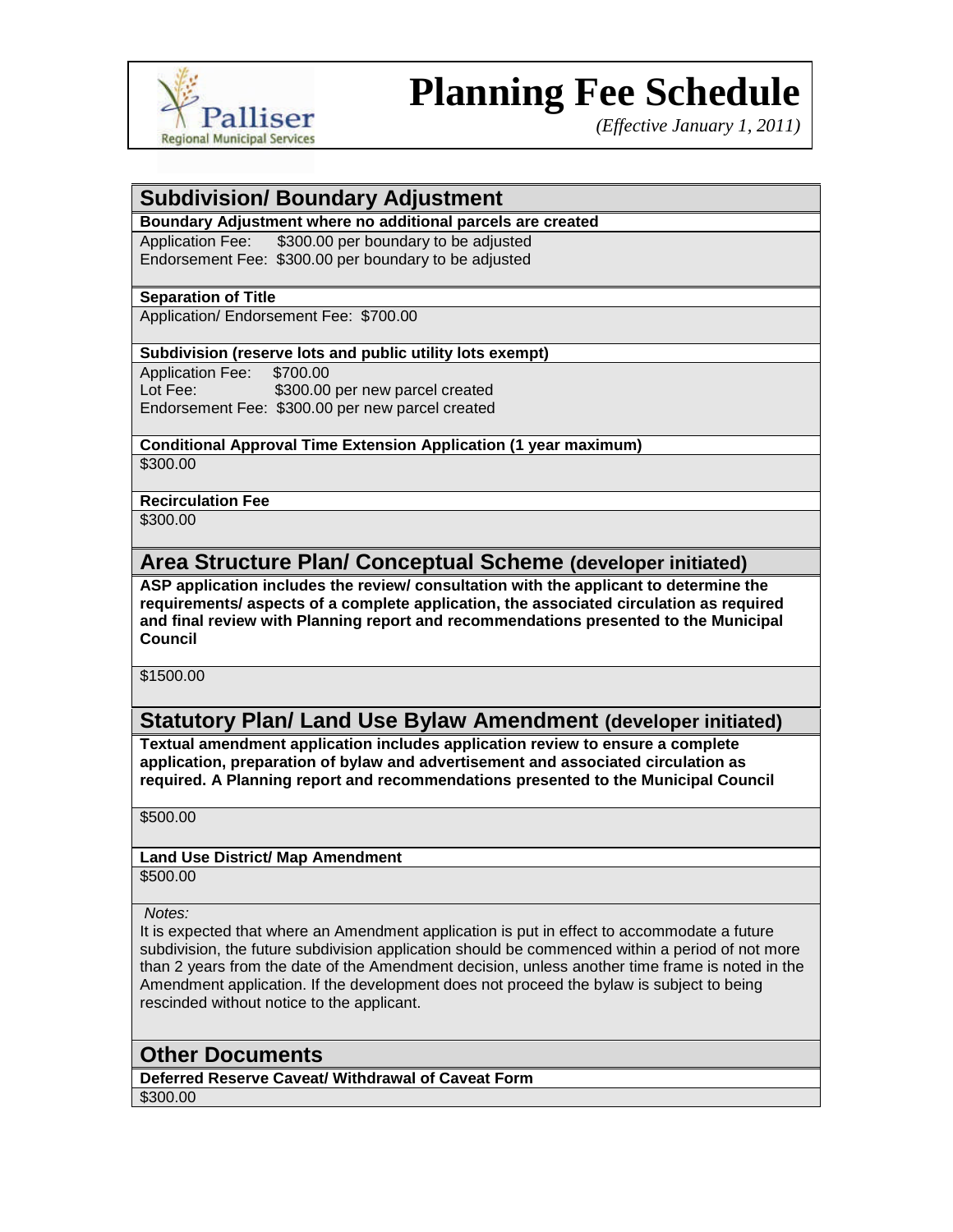Palliser
Regional Municipal Services

# Planning Fee Schedule

*(Effective January 1, 2011)*

## Subdivision/ Boundary Adjustment

**Boundary Adjustment where no additional parcels are created**

Application Fee: $300.00 per boundary to be adjusted
Endorsement Fee: $300.00 per boundary to be adjusted

**Separation of Title**

Application/ Endorsement Fee: $700.00

**Subdivision (reserve lots and public utility lots exempt)**

Application Fee: $700.00
Lot Fee: $300.00 per new parcel created
Endorsement Fee: $300.00 per new parcel created

**Conditional Approval Time Extension Application (1 year maximum)**

$300.00

**Recirculation Fee**

$300.00

## Area Structure Plan/ Conceptual Scheme (developer initiated)

**ASP application includes the review/ consultation with the applicant to determine the requirements/ aspects of a complete application, the associated circulation as required and final review with Planning report and recommendations presented to the Municipal Council**

$1500.00

## Statutory Plan/ Land Use Bylaw Amendment (developer initiated)

**Textual amendment application includes application review to ensure a complete application, preparation of bylaw and advertisement and associated circulation as required. A Planning report and recommendations presented to the Municipal Council**

$500.00

**Land Use District/ Map Amendment**

$500.00

*Notes:*

It is expected that where an Amendment application is put in effect to accommodate a future subdivision, the future subdivision application should be commenced within a period of not more than 2 years from the date of the Amendment decision, unless another time frame is noted in the Amendment application. If the development does not proceed the bylaw is subject to being rescinded without notice to the applicant.

## Other Documents

**Deferred Reserve Caveat/ Withdrawal of Caveat Form**

$300.00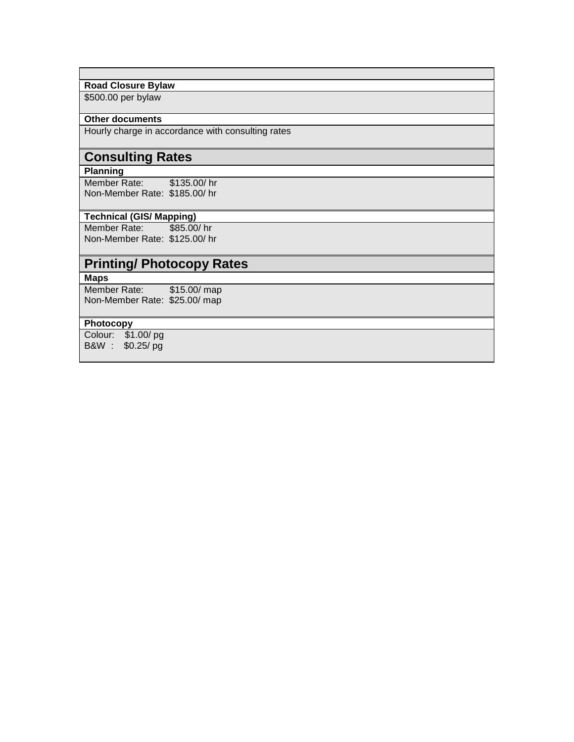**Road Closure Bylaw**

$500.00 per bylaw

**Other documents**

Hourly charge in accordance with consulting rates

## Consulting Rates

**Planning**

Member Rate: $135.00/ hr
Non-Member Rate: $185.00/ hr

**Technical (GIS/ Mapping)**

Member Rate: $85.00/ hr
Non-Member Rate: $125.00/ hr

## Printing/ Photocopy Rates

**Maps**

Member Rate: $15.00/ map
Non-Member Rate: $25.00/ map

**Photocopy**

Colour: $1.00/ pg
B&W : $0.25/ pg